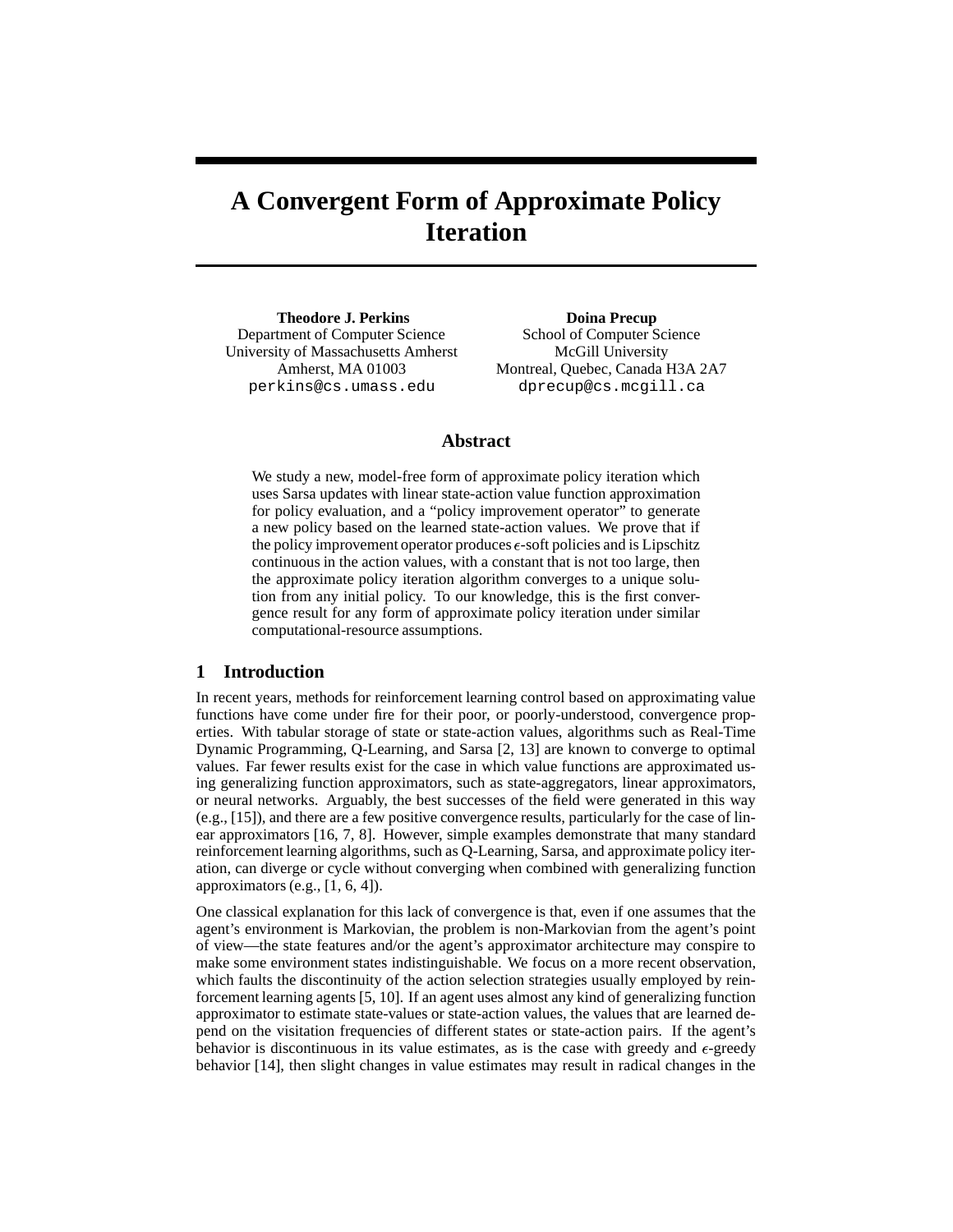# A Convergent Form of Approximate Policy Iteration

**Theodore J. Perkins**
Department of Computer Science
University of Massachusetts Amherst
Amherst, MA 01003
perkins@cs.umass.edu

**Doina Precup**
School of Computer Science
McGill University
Montreal, Quebec, Canada H3A 2A7
dprecup@cs.mcgill.ca

## Abstract

We study a new, model-free form of approximate policy iteration which uses Sarsa updates with linear state-action value function approximation for policy evaluation, and a "policy improvement operator" to generate a new policy based on the learned state-action values. We prove that if the policy improvement operator produces $\epsilon$-soft policies and is Lipschitz continuous in the action values, with a constant that is not too large, then the approximate policy iteration algorithm converges to a unique solution from any initial policy. To our knowledge, this is the first convergence result for any form of approximate policy iteration under similar computational-resource assumptions.

## 1 Introduction

In recent years, methods for reinforcement learning control based on approximating value functions have come under fire for their poor, or poorly-understood, convergence properties. With tabular storage of state or state-action values, algorithms such as Real-Time Dynamic Programming, Q-Learning, and Sarsa [2, 13] are known to converge to optimal values. Far fewer results exist for the case in which value functions are approximated using generalizing function approximators, such as state-aggregators, linear approximators, or neural networks. Arguably, the best successes of the field were generated in this way (e.g., [15]), and there are a few positive convergence results, particularly for the case of linear approximators [16, 7, 8]. However, simple examples demonstrate that many standard reinforcement learning algorithms, such as Q-Learning, Sarsa, and approximate policy iteration, can diverge or cycle without converging when combined with generalizing function approximators (e.g., [1, 6, 4]).

One classical explanation for this lack of convergence is that, even if one assumes that the agent's environment is Markovian, the problem is non-Markovian from the agent's point of view—the state features and/or the agent's approximator architecture may conspire to make some environment states indistinguishable. We focus on a more recent observation, which faults the discontinuity of the action selection strategies usually employed by reinforcement learning agents [5, 10]. If an agent uses almost any kind of generalizing function approximator to estimate state-values or state-action values, the values that are learned depend on the visitation frequencies of different states or state-action pairs. If the agent's behavior is discontinuous in its value estimates, as is the case with greedy and $\epsilon$-greedy behavior [14], then slight changes in value estimates may result in radical changes in the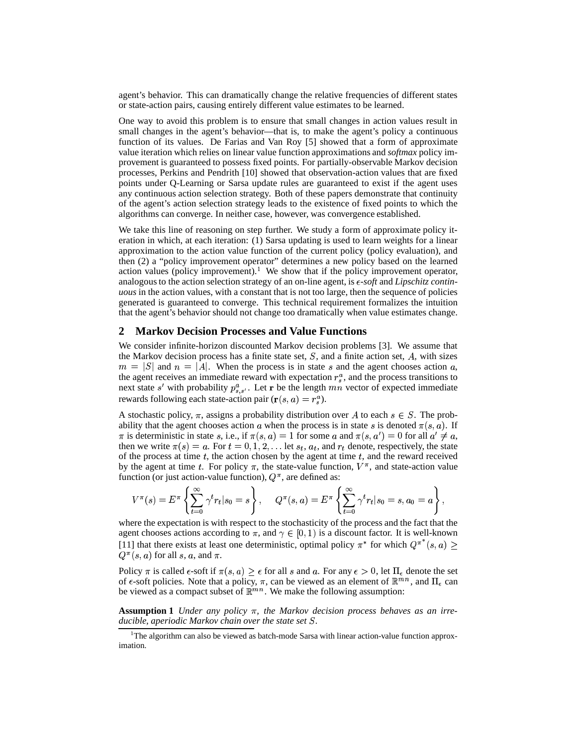agent's behavior. This can dramatically change the relative frequencies of different states or state-action pairs, causing entirely different value estimates to be learned.

One way to avoid this problem is to ensure that small changes in action values result in small changes in the agent's behavior—that is, to make the agent's policy a continuous function of its values. De Farias and Van Roy [5] showed that a form of approximate value iteration which relies on linear value function approximations and *softmax* policy improvement is guaranteed to possess fixed points. For partially-observable Markov decision processes, Perkins and Pendrith [10] showed that observation-action values that are fixed points under Q-Learning or Sarsa update rules are guaranteed to exist if the agent uses any continuous action selection strategy. Both of these papers demonstrate that continuity of the agent's action selection strategy leads to the existence of fixed points to which the algorithms can converge. In neither case, however, was convergence established.

We take this line of reasoning on step further. We study a form of approximate policy iteration in which, at each iteration: (1) Sarsa updating is used to learn weights for a linear approximation to the action value function of the current policy (policy evaluation), and then (2) a "policy improvement operator" determines a new policy based on the learned action values (policy improvement).[1] We show that if the policy improvement operator, analogous to the action selection strategy of an on-line agent, is *$\epsilon$-soft* and *Lipschitz continuous* in the action values, with a constant that is not too large, then the sequence of policies generated is guaranteed to converge. This technical requirement formalizes the intuition that the agent's behavior should not change too dramatically when value estimates change.

## 2 Markov Decision Processes and Value Functions

We consider infinite-horizon discounted Markov decision problems [3]. We assume that the Markov decision process has a finite state set, $S$, and a finite action set, $A$, with sizes $m = |S|$ and $n = |A|$. When the process is in state $s$ and the agent chooses action $a$, the agent receives an immediate reward with expectation $r_s^a$, and the process transitions to next state $s'$ with probability $p_{s,s'}^a$. Let $\mathbf{r}$ be the length $mn$ vector of expected immediate rewards following each state-action pair ($\mathbf{r}(s, a) = r_s^a$).

A stochastic policy, $\pi$, assigns a probability distribution over $A$ to each $s \in S$. The probability that the agent chooses action $a$ when the process is in state $s$ is denoted $\pi(s, a)$. If $\pi$ is deterministic in state $s$, i.e., if $\pi(s, a) = 1$ for some $a$ and $\pi(s, a') = 0$ for all $a' \neq a$, then we write $\pi(s) = a$. For $t = 0, 1, 2, \ldots$ let $s_t$, $a_t$, and $r_t$ denote, respectively, the state of the process at time $t$, the action chosen by the agent at time $t$, and the reward received by the agent at time $t$. For policy $\pi$, the state-value function, $V^\pi$, and state-action value function (or just action-value function), $Q^\pi$, are defined as:

$$V^\pi(s) = E^\pi\left\{\sum_{t=0}^{\infty} \gamma^t r_t | s_0 = s\right\}, \quad Q^\pi(s, a) = E^\pi\left\{\sum_{t=0}^{\infty} \gamma^t r_t | s_0 = s, a_0 = a\right\},$$

where the expectation is with respect to the stochasticity of the process and the fact that the agent chooses actions according to $\pi$, and $\gamma \in [0, 1)$ is a discount factor. It is well-known [11] that there exists at least one deterministic, optimal policy $\pi^*$ for which $Q^{\pi^*}(s, a) \geq Q^\pi(s, a)$ for all $s$, $a$, and $\pi$.

Policy $\pi$ is called $\epsilon$-soft if $\pi(s, a) \geq \epsilon$ for all $s$ and $a$. For any $\epsilon > 0$, let $\Pi_\epsilon$ denote the set of $\epsilon$-soft policies. Note that a policy, $\pi$, can be viewed as an element of $\mathbb{R}^{mn}$, and $\Pi_\epsilon$ can be viewed as a compact subset of $\mathbb{R}^{mn}$. We make the following assumption:

**Assumption 1** *Under any policy $\pi$, the Markov decision process behaves as an irreducible, aperiodic Markov chain over the state set $S$.*

[1] The algorithm can also be viewed as batch-mode Sarsa with linear action-value function approximation.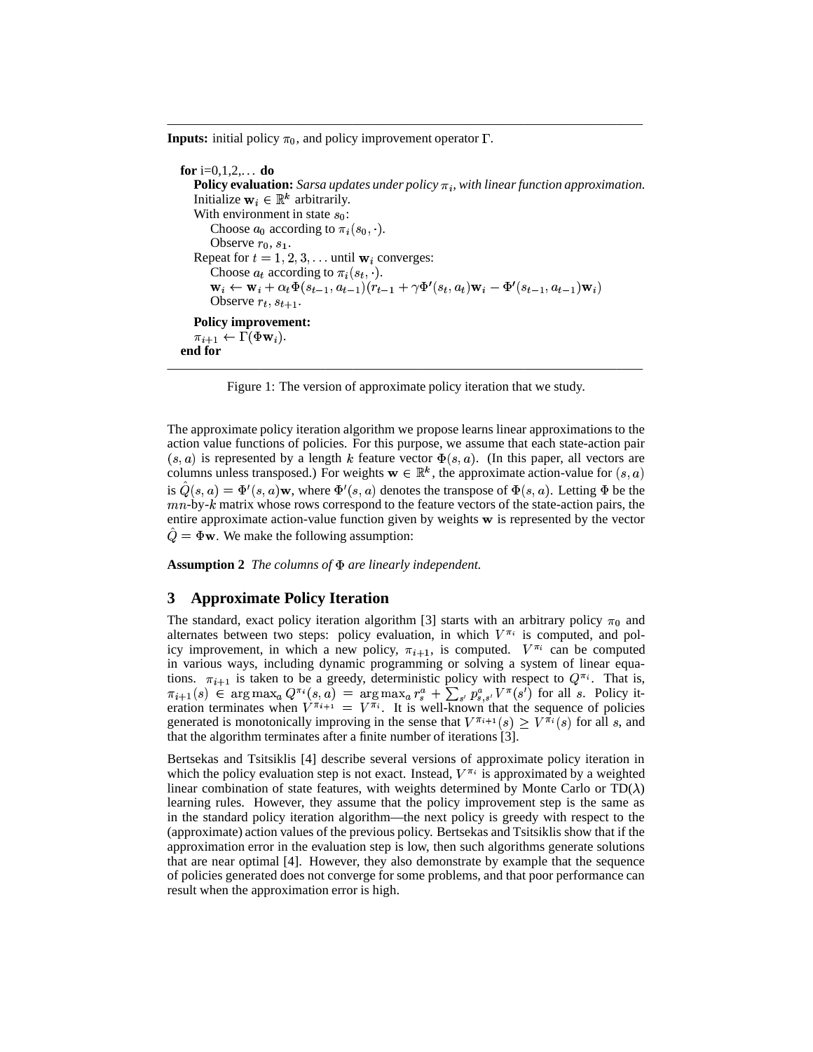---

**Inputs:** initial policy $\pi_0$, and policy improvement operator $\Gamma$.

**for** i=0,1,2,… **do**
  **Policy evaluation:** *Sarsa updates under policy $\pi_i$, with linear function approximation.*
  Initialize $\mathbf{w}_i \in \mathbb{R}^k$ arbitrarily.
  With environment in state $s_0$:
    Choose $a_0$ according to $\pi_i(s_0, \cdot)$.
    Observe $r_0, s_1$.
  Repeat for $t = 1, 2, 3, \dots$ until $\mathbf{w}_i$ converges:
    Choose $a_t$ according to $\pi_i(s_t, \cdot)$.
    $\mathbf{w}_i \leftarrow \mathbf{w}_i + \alpha_t \Phi(s_{t-1}, a_{t-1})(r_{t-1} + \gamma \Phi'(s_t, a_t)\mathbf{w}_i - \Phi'(s_{t-1}, a_{t-1})\mathbf{w}_i)$
    Observe $r_t, s_{t+1}$.
  **Policy improvement:**
  $\pi_{i+1} \leftarrow \Gamma(\Phi \mathbf{w}_i)$.
**end for**

---

Figure 1: The version of approximate policy iteration that we study.

The approximate policy iteration algorithm we propose learns linear approximations to the action value functions of policies. For this purpose, we assume that each state-action pair $(s, a)$ is represented by a length $k$ feature vector $\Phi(s, a)$. (In this paper, all vectors are columns unless transposed.) For weights $\mathbf{w} \in \mathbb{R}^k$, the approximate action-value for $(s, a)$ is $\hat{Q}(s, a) = \Phi'(s, a)\mathbf{w}$, where $\Phi'(s, a)$ denotes the transpose of $\Phi(s, a)$. Letting $\Phi$ be the $mn$-by-$k$ matrix whose rows correspond to the feature vectors of the state-action pairs, the entire approximate action-value function given by weights $\mathbf{w}$ is represented by the vector $\hat{Q} = \Phi \mathbf{w}$. We make the following assumption:

**Assumption 2** *The columns of $\Phi$ are linearly independent.*

## 3 Approximate Policy Iteration

The standard, exact policy iteration algorithm [3] starts with an arbitrary policy $\pi_0$ and alternates between two steps: policy evaluation, in which $V^{\pi_i}$ is computed, and policy improvement, in which a new policy, $\pi_{i+1}$, is computed. $V^{\pi_i}$ can be computed in various ways, including dynamic programming or solving a system of linear equations. $\pi_{i+1}$ is taken to be a greedy, deterministic policy with respect to $Q^{\pi_i}$. That is, $\pi_{i+1}(s) \in \arg\max_a Q^{\pi_i}(s, a) = \arg\max_a r_s^a + \sum_{s'} p_{s,s'}^a V^{\pi}(s')$ for all $s$. Policy iteration terminates when $V^{\pi_{i+1}} = V^{\pi_i}$. It is well-known that the sequence of policies generated is monotonically improving in the sense that $V^{\pi_{i+1}}(s) \geq V^{\pi_i}(s)$ for all $s$, and that the algorithm terminates after a finite number of iterations [3].

Bertsekas and Tsitsiklis [4] describe several versions of approximate policy iteration in which the policy evaluation step is not exact. Instead, $V^{\pi_i}$ is approximated by a weighted linear combination of state features, with weights determined by Monte Carlo or TD($\lambda$) learning rules. However, they assume that the policy improvement step is the same as in the standard policy iteration algorithm—the next policy is greedy with respect to the (approximate) action values of the previous policy. Bertsekas and Tsitsiklis show that if the approximation error in the evaluation step is low, then such algorithms generate solutions that are near optimal [4]. However, they also demonstrate by example that the sequence of policies generated does not converge for some problems, and that poor performance can result when the approximation error is high.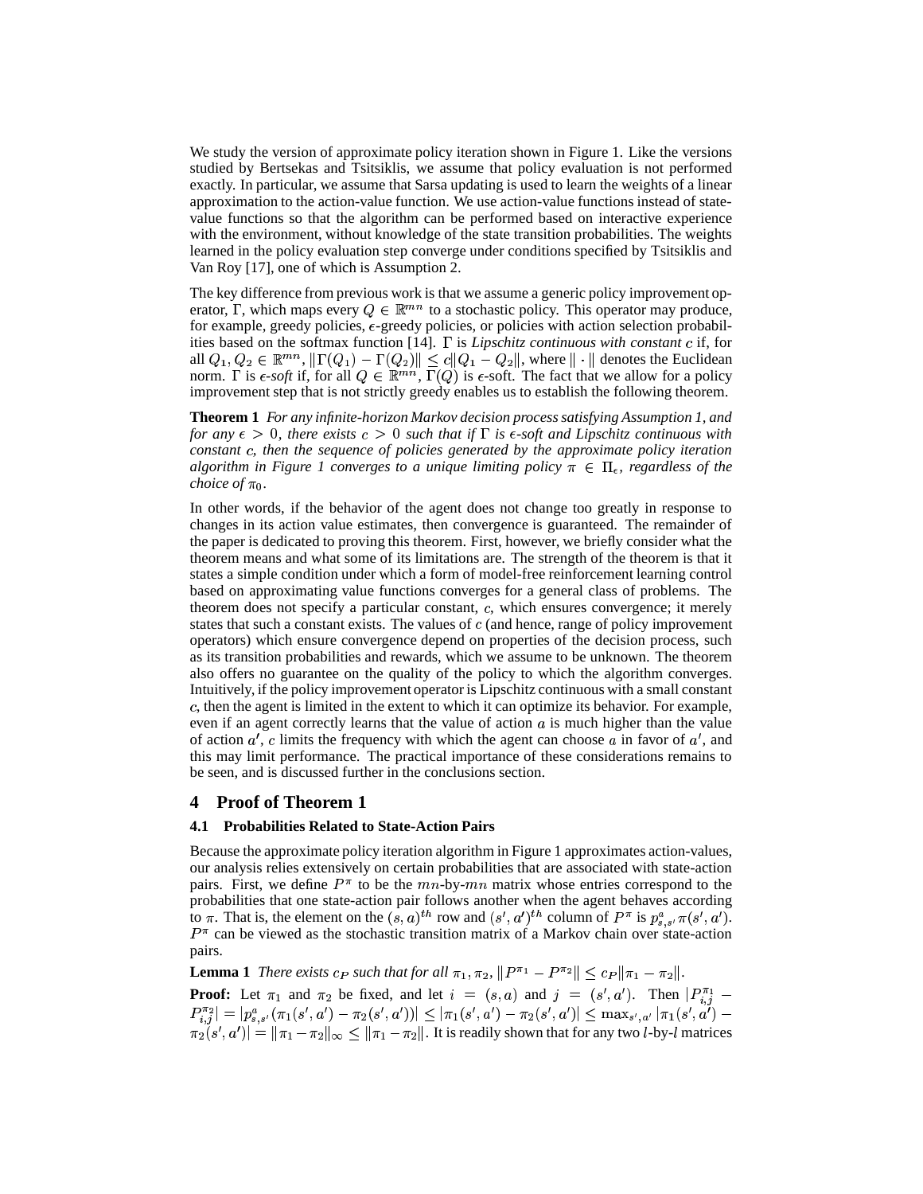We study the version of approximate policy iteration shown in Figure 1. Like the versions studied by Bertsekas and Tsitsiklis, we assume that policy evaluation is not performed exactly. In particular, we assume that Sarsa updating is used to learn the weights of a linear approximation to the action-value function. We use action-value functions instead of state-value functions so that the algorithm can be performed based on interactive experience with the environment, without knowledge of the state transition probabilities. The weights learned in the policy evaluation step converge under conditions specified by Tsitsiklis and Van Roy [17], one of which is Assumption 2.

The key difference from previous work is that we assume a generic policy improvement operator, $\Gamma$, which maps every $Q \in \mathbb{R}^{mn}$ to a stochastic policy. This operator may produce, for example, greedy policies, $\epsilon$-greedy policies, or policies with action selection probabilities based on the softmax function [14]. $\Gamma$ is *Lipschitz continuous with constant* $c$ if, for all $Q_1, Q_2 \in \mathbb{R}^{mn}$, $\|\Gamma(Q_1) - \Gamma(Q_2)\| \leq c\|Q_1 - Q_2\|$, where $\|\cdot\|$ denotes the Euclidean norm. $\Gamma$ is $\epsilon$*-soft* if, for all $Q \in \mathbb{R}^{mn}$, $\Gamma(Q)$ is $\epsilon$-soft. The fact that we allow for a policy improvement step that is not strictly greedy enables us to establish the following theorem.

**Theorem 1** *For any infinite-horizon Markov decision process satisfying Assumption 1, and for any $\epsilon > 0$, there exists $c > 0$ such that if $\Gamma$ is $\epsilon$-soft and Lipschitz continuous with constant $c$, then the sequence of policies generated by the approximate policy iteration algorithm in Figure 1 converges to a unique limiting policy $\pi \in \Pi_\epsilon$, regardless of the choice of $\pi_0$.*

In other words, if the behavior of the agent does not change too greatly in response to changes in its action value estimates, then convergence is guaranteed. The remainder of the paper is dedicated to proving this theorem. First, however, we briefly consider what the theorem means and what some of its limitations are. The strength of the theorem is that it states a simple condition under which a form of model-free reinforcement learning control based on approximating value functions converges for a general class of problems. The theorem does not specify a particular constant, $c$, which ensures convergence; it merely states that such a constant exists. The values of $c$ (and hence, range of policy improvement operators) which ensure convergence depend on properties of the decision process, such as its transition probabilities and rewards, which we assume to be unknown. The theorem also offers no guarantee on the quality of the policy to which the algorithm converges. Intuitively, if the policy improvement operator is Lipschitz continuous with a small constant $c$, then the agent is limited in the extent to which it can optimize its behavior. For example, even if an agent correctly learns that the value of action $a$ is much higher than the value of action $a'$, $c$ limits the frequency with which the agent can choose $a$ in favor of $a'$, and this may limit performance. The practical importance of these considerations remains to be seen, and is discussed further in the conclusions section.

## 4 Proof of Theorem 1

### 4.1 Probabilities Related to State-Action Pairs

Because the approximate policy iteration algorithm in Figure 1 approximates action-values, our analysis relies extensively on certain probabilities that are associated with state-action pairs. First, we define $P^\pi$ to be the $mn$-by-$mn$ matrix whose entries correspond to the probabilities that one state-action pair follows another when the agent behaves according to $\pi$. That is, the element on the $(s,a)^{th}$ row and $(s',a')^{th}$ column of $P^\pi$ is $p^a_{s,s'}\pi(s',a')$. $P^\pi$ can be viewed as the stochastic transition matrix of a Markov chain over state-action pairs.

**Lemma 1** *There exists $c_P$ such that for all $\pi_1, \pi_2$, $\|P^{\pi_1} - P^{\pi_2}\| \leq c_P\|\pi_1 - \pi_2\|$.*

**Proof:** Let $\pi_1$ and $\pi_2$ be fixed, and let $i = (s,a)$ and $j = (s',a')$. Then $|P^{\pi_1}_{i,j} - P^{\pi_2}_{i,j}| = |p^a_{s,s'}(\pi_1(s',a') - \pi_2(s',a'))| \leq |\pi_1(s',a') - \pi_2(s',a')| \leq \max_{s',a'} |\pi_1(s',a') - \pi_2(s',a')| = \|\pi_1 - \pi_2\|_\infty \leq \|\pi_1 - \pi_2\|$. It is readily shown that for any two $l$-by-$l$ matrices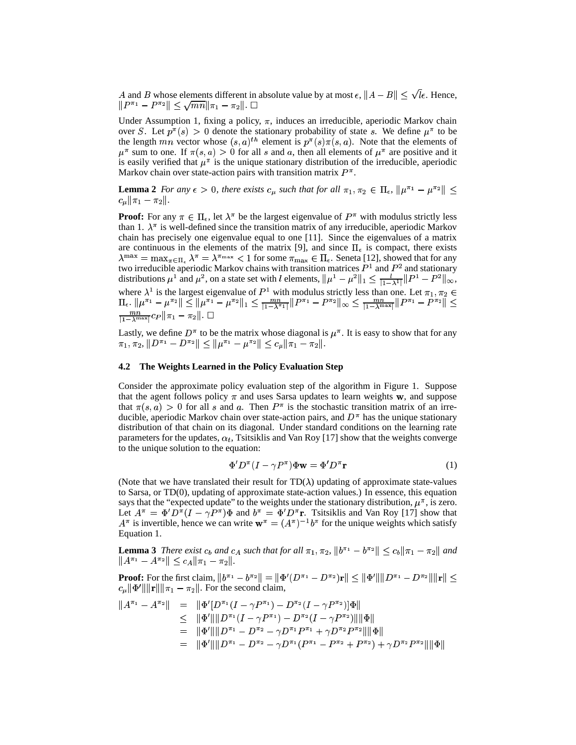$A$ and $B$ whose elements different in absolute value by at most $\epsilon$, $\|A - B\| \leq \sqrt{l}\epsilon$. Hence, $\|P^{\pi_1} - P^{\pi_2}\| \leq \sqrt{mn}\|\pi_1 - \pi_2\|$. $\square$

Under Assumption 1, fixing a policy, $\pi$, induces an irreducible, aperiodic Markov chain over $S$. Let $p^\pi(s) > 0$ denote the stationary probability of state $s$. We define $\mu^\pi$ to be the length $mn$ vector whose $(s,a)^{th}$ element is $p^\pi(s)\pi(s,a)$. Note that the elements of $\mu^\pi$ sum to one. If $\pi(s,a) > 0$ for all $s$ and $a$, then all elements of $\mu^\pi$ are positive and it is easily verified that $\mu^\pi$ is the unique stationary distribution of the irreducible, aperiodic Markov chain over state-action pairs with transition matrix $P^\pi$.

**Lemma 2** *For any $\epsilon > 0$, there exists $c_\mu$ such that for all $\pi_1, \pi_2 \in \Pi_\epsilon$, $\|\mu^{\pi_1} - \mu^{\pi_2}\| \leq c_\mu \|\pi_1 - \pi_2\|$.*

**Proof:** For any $\pi \in \Pi_\epsilon$, let $\lambda^\pi$ be the largest eigenvalue of $P^\pi$ with modulus strictly less than 1. $\lambda^\pi$ is well-defined since the transition matrix of any irreducible, aperiodic Markov chain has precisely one eigenvalue equal to one [11]. Since the eigenvalues of a matrix are continuous in the elements of the matrix [9], and since $\Pi_\epsilon$ is compact, there exists $\lambda^{\max} = \max_{\pi \in \Pi_\epsilon} \lambda^\pi = \lambda^{\pi_{\max}} < 1$ for some $\pi_{\max} \in \Pi_\epsilon$. Seneta [12], showed that for any two irreducible aperiodic Markov chains with transition matrices $P^1$ and $P^2$ and stationary distributions $\mu^1$ and $\mu^2$, on a state set with $l$ elements, $\|\mu^1 - \mu^2\|_1 \leq \frac{l}{|1-\lambda^1|}\|P^1 - P^2\|_\infty$, where $\lambda^1$ is the largest eigenvalue of $P^1$ with modulus strictly less than one. Let $\pi_1, \pi_2 \in \Pi_\epsilon$. $\|\mu^{\pi_1} - \mu^{\pi_2}\| \leq \|\mu^{\pi_1} - \mu^{\pi_2}\|_1 \leq \frac{mn}{|1-\lambda^{\pi_1}|}\|P^{\pi_1} - P^{\pi_2}\|_\infty \leq \frac{mn}{|1-\lambda^{\max}|}\|P^{\pi_1} - P^{\pi_2}\| \leq \frac{mn}{|1-\lambda^{\max}|} c_P \|\pi_1 - \pi_2\|$. $\square$

Lastly, we define $D^\pi$ to be the matrix whose diagonal is $\mu^\pi$. It is easy to show that for any $\pi_1, \pi_2$, $\|D^{\pi_1} - D^{\pi_2}\| \leq \|\mu^{\pi_1} - \mu^{\pi_2}\| \leq c_\mu \|\pi_1 - \pi_2\|$.

### 4.2 The Weights Learned in the Policy Evaluation Step

Consider the approximate policy evaluation step of the algorithm in Figure 1. Suppose that the agent follows policy $\pi$ and uses Sarsa updates to learn weights $\mathbf{w}$, and suppose that $\pi(s,a) > 0$ for all $s$ and $a$. Then $P^\pi$ is the stochastic transition matrix of an irreducible, aperiodic Markov chain over state-action pairs, and $D^\pi$ has the unique stationary distribution of that chain on its diagonal. Under standard conditions on the learning rate parameters for the updates, $\alpha_t$, Tsitsiklis and Van Roy [17] show that the weights converge to the unique solution to the equation:

$$\Phi' D^\pi (I - \gamma P^\pi)\Phi \mathbf{w} = \Phi' D^\pi \mathbf{r} \tag{1}$$

(Note that we have translated their result for TD($\lambda$) updating of approximate state-values to Sarsa, or TD(0), updating of approximate state-action values.) In essence, this equation says that the "expected update" to the weights under the stationary distribution, $\mu^\pi$, is zero. Let $A^\pi = \Phi' D^\pi (I - \gamma P^\pi)\Phi$ and $b^\pi = \Phi' D^\pi \mathbf{r}$. Tsitsiklis and Van Roy [17] show that $A^\pi$ is invertible, hence we can write $\mathbf{w}^\pi = (A^\pi)^{-1} b^\pi$ for the unique weights which satisfy Equation 1.

**Lemma 3** *There exist $c_b$ and $c_A$ such that for all $\pi_1, \pi_2$, $\|b^{\pi_1} - b^{\pi_2}\| \leq c_b \|\pi_1 - \pi_2\|$ and $\|A^{\pi_1} - A^{\pi_2}\| \leq c_A \|\pi_1 - \pi_2\|$.*

**Proof:** For the first claim, $\|b^{\pi_1} - b^{\pi_2}\| = \|\Phi'(D^{\pi_1} - D^{\pi_2})\mathbf{r}\| \leq \|\Phi'\|\|D^{\pi_1} - D^{\pi_2}\|\|\mathbf{r}\| \leq c_\mu \|\Phi'\|\|\mathbf{r}\|\|\pi_1 - \pi_2\|$. For the second claim,

$$\begin{aligned}
\|A^{\pi_1} - A^{\pi_2}\| &= \|\Phi'[D^{\pi_1}(I - \gamma P^{\pi_1}) - D^{\pi_2}(I - \gamma P^{\pi_2})]\Phi\| \\
&\leq \|\Phi'\|\|D^{\pi_1}(I - \gamma P^{\pi_1}) - D^{\pi_2}(I - \gamma P^{\pi_2})\|\|\Phi\| \\
&= \|\Phi'\|\|D^{\pi_1} - D^{\pi_2} - \gamma D^{\pi_1} P^{\pi_1} + \gamma D^{\pi_2} P^{\pi_2}\|\|\Phi\| \\
&= \|\Phi'\|\|D^{\pi_1} - D^{\pi_2} - \gamma D^{\pi_1}(P^{\pi_1} - P^{\pi_2} + P^{\pi_2}) + \gamma D^{\pi_2} P^{\pi_2}\|\|\Phi\|
\end{aligned}$$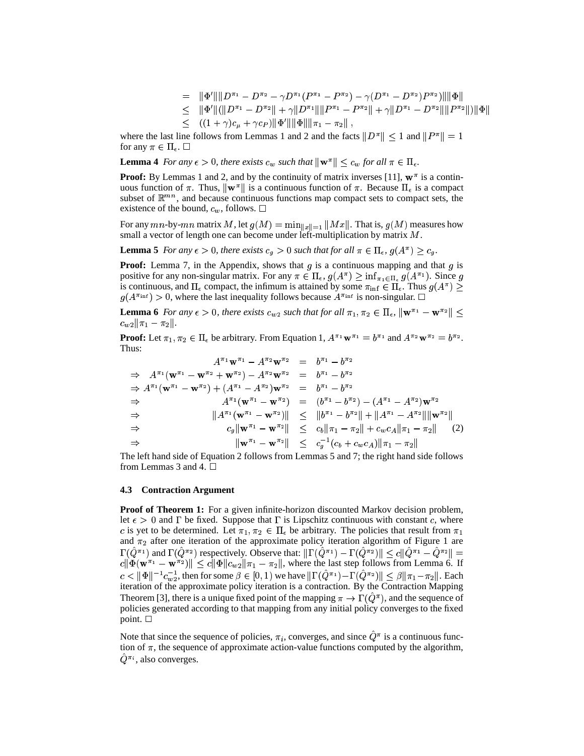$$
\begin{aligned}
&= \|\Phi'\|\|D^{\pi_1} - D^{\pi_2} - \gamma D^{\pi_1}(P^{\pi_1} - P^{\pi_2}) - \gamma(D^{\pi_1} - D^{\pi_2})P^{\pi_2})\|\|\Phi\| \\
&\leq \|\Phi'\|(\|D^{\pi_1} - D^{\pi_2}\| + \gamma\|D^{\pi_1}\|\|P^{\pi_1} - P^{\pi_2}\| + \gamma\|D^{\pi_1} - D^{\pi_2}\|\|P^{\pi_2}\|)\|\Phi\| \\
&\leq ((1+\gamma)c_\mu + \gamma c_P)\|\Phi'\|\|\Phi\|\|\pi_1 - \pi_2\| \, ,
\end{aligned}
$$

where the last line follows from Lemmas 1 and 2 and the facts $\|D^\pi\| \leq 1$ and $\|P^\pi\| = 1$ for any $\pi \in \Pi_\epsilon$. □

**Lemma 4** *For any $\epsilon > 0$, there exists $c_w$ such that $\|\mathbf{w}^\pi\| \leq c_w$ for all $\pi \in \Pi_\epsilon$.*

**Proof:** By Lemmas 1 and 2, and by the continuity of matrix inverses [11], $\mathbf{w}^\pi$ is a continuous function of $\pi$. Thus, $\|\mathbf{w}^\pi\|$ is a continuous function of $\pi$. Because $\Pi_\epsilon$ is a compact subset of $\mathbb{R}^{mn}$, and because continuous functions map compact sets to compact sets, the existence of the bound, $c_w$, follows. □

For any $mn$-by-$mn$ matrix $M$, let $g(M) = \min_{\|x\|=1} \|Mx\|$. That is, $g(M)$ measures how small a vector of length one can become under left-multiplication by matrix $M$.

**Lemma 5** *For any $\epsilon > 0$, there exists $c_g > 0$ such that for all $\pi \in \Pi_\epsilon$, $g(A^\pi) \geq c_g$.*

**Proof:** Lemma 7, in the Appendix, shows that $g$ is a continuous mapping and that $g$ is positive for any non-singular matrix. For any $\pi \in \Pi_\epsilon$, $g(A^\pi) \geq \inf_{\pi_1 \in \Pi_\epsilon} g(A^{\pi_1})$. Since $g$ is continuous, and $\Pi_\epsilon$ compact, the infimum is attained by some $\pi_{\inf} \in \Pi_\epsilon$. Thus $g(A^\pi) \geq g(A^{\pi_{\inf}}) > 0$, where the last inequality follows because $A^{\pi_{\inf}}$ is non-singular. □

**Lemma 6** *For any $\epsilon > 0$, there exists $c_{w2}$ such that for all $\pi_1, \pi_2 \in \Pi_\epsilon$, $\|\mathbf{w}^{\pi_1} - \mathbf{w}^{\pi_2}\| \leq c_{w2}\|\pi_1 - \pi_2\|$.*

**Proof:** Let $\pi_1, \pi_2 \in \Pi_\epsilon$ be arbitrary. From Equation 1, $A^{\pi_1}\mathbf{w}^{\pi_1} = b^{\pi_1}$ and $A^{\pi_2}\mathbf{w}^{\pi_2} = b^{\pi_2}$. Thus:

$$
\begin{aligned}
A^{\pi_1}\mathbf{w}^{\pi_1} - A^{\pi_2}\mathbf{w}^{\pi_2} &= b^{\pi_1} - b^{\pi_2} \\
\Rightarrow \quad A^{\pi_1}(\mathbf{w}^{\pi_1} - \mathbf{w}^{\pi_2} + \mathbf{w}^{\pi_2}) - A^{\pi_2}\mathbf{w}^{\pi_2} &= b^{\pi_1} - b^{\pi_2} \\
\Rightarrow A^{\pi_1}(\mathbf{w}^{\pi_1} - \mathbf{w}^{\pi_2}) + (A^{\pi_1} - A^{\pi_2})\mathbf{w}^{\pi_2} &= b^{\pi_1} - b^{\pi_2} \\
\Rightarrow \quad A^{\pi_1}(\mathbf{w}^{\pi_1} - \mathbf{w}^{\pi_2}) &= (b^{\pi_1} - b^{\pi_2}) - (A^{\pi_1} - A^{\pi_2})\mathbf{w}^{\pi_2} \\
\Rightarrow \quad \|A^{\pi_1}(\mathbf{w}^{\pi_1} - \mathbf{w}^{\pi_2})\| &\leq \|b^{\pi_1} - b^{\pi_2}\| + \|A^{\pi_1} - A^{\pi_2}\|\|\mathbf{w}^{\pi_2}\| \\
\Rightarrow \quad c_g\|\mathbf{w}^{\pi_1} - \mathbf{w}^{\pi_2}\| &\leq c_b\|\pi_1 - \pi_2\| + c_w c_A\|\pi_1 - \pi_2\| \qquad (2) \\
\Rightarrow \quad \|\mathbf{w}^{\pi_1} - \mathbf{w}^{\pi_2}\| &\leq c_g^{-1}(c_b + c_w c_A)\|\pi_1 - \pi_2\|
\end{aligned}
$$

The left hand side of Equation 2 follows from Lemmas 5 and 7; the right hand side follows from Lemmas 3 and 4. □

### 4.3 Contraction Argument

**Proof of Theorem 1:** For a given infinite-horizon discounted Markov decision problem, let $\epsilon > 0$ and $\Gamma$ be fixed. Suppose that $\Gamma$ is Lipschitz continuous with constant $c$, where $c$ is yet to be determined. Let $\pi_1, \pi_2 \in \Pi_\epsilon$ be arbitrary. The policies that result from $\pi_1$ and $\pi_2$ after one iteration of the approximate policy iteration algorithm of Figure 1 are $\Gamma(\hat{Q}^{\pi_1})$ and $\Gamma(\hat{Q}^{\pi_2})$ respectively. Observe that: $\|\Gamma(\hat{Q}^{\pi_1}) - \Gamma(\hat{Q}^{\pi_2})\| \leq c\|\hat{Q}^{\pi_1} - \hat{Q}^{\pi_2}\| = c\|\Phi(\mathbf{w}^{\pi_1} - \mathbf{w}^{\pi_2})\| \leq c\|\Phi\|c_{w2}\|\pi_1 - \pi_2\|$, where the last step follows from Lemma 6. If $c < \|\Phi\|^{-1}c_{w2}^{-1}$, then for some $\beta \in [0, 1)$ we have $\|\Gamma(\hat{Q}^{\pi_1}) - \Gamma(\hat{Q}^{\pi_2})\| \leq \beta\|\pi_1 - \pi_2\|$. Each iteration of the approximate policy iteration is a contraction. By the Contraction Mapping Theorem [3], there is a unique fixed point of the mapping $\pi \to \Gamma(\hat{Q}^\pi)$, and the sequence of policies generated according to that mapping from any initial policy converges to the fixed point. □

Note that since the sequence of policies, $\pi_i$, converges, and since $\hat{Q}^\pi$ is a continuous function of $\pi$, the sequence of approximate action-value functions computed by the algorithm, $\hat{Q}^{\pi_i}$, also converges.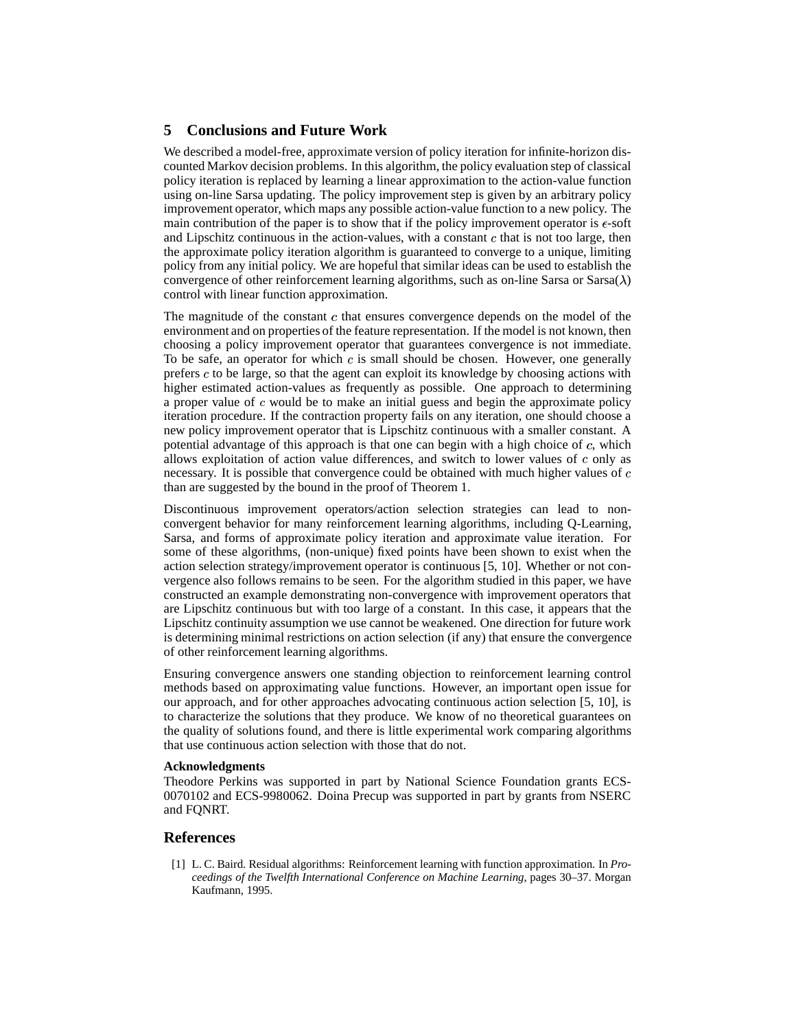## 5 Conclusions and Future Work

We described a model-free, approximate version of policy iteration for infinite-horizon discounted Markov decision problems. In this algorithm, the policy evaluation step of classical policy iteration is replaced by learning a linear approximation to the action-value function using on-line Sarsa updating. The policy improvement step is given by an arbitrary policy improvement operator, which maps any possible action-value function to a new policy. The main contribution of the paper is to show that if the policy improvement operator is $\epsilon$-soft and Lipschitz continuous in the action-values, with a constant $c$ that is not too large, then the approximate policy iteration algorithm is guaranteed to converge to a unique, limiting policy from any initial policy. We are hopeful that similar ideas can be used to establish the convergence of other reinforcement learning algorithms, such as on-line Sarsa or Sarsa($\lambda$) control with linear function approximation.

The magnitude of the constant $c$ that ensures convergence depends on the model of the environment and on properties of the feature representation. If the model is not known, then choosing a policy improvement operator that guarantees convergence is not immediate. To be safe, an operator for which $c$ is small should be chosen. However, one generally prefers $c$ to be large, so that the agent can exploit its knowledge by choosing actions with higher estimated action-values as frequently as possible. One approach to determining a proper value of $c$ would be to make an initial guess and begin the approximate policy iteration procedure. If the contraction property fails on any iteration, one should choose a new policy improvement operator that is Lipschitz continuous with a smaller constant. A potential advantage of this approach is that one can begin with a high choice of $c$, which allows exploitation of action value differences, and switch to lower values of $c$ only as necessary. It is possible that convergence could be obtained with much higher values of $c$ than are suggested by the bound in the proof of Theorem 1.

Discontinuous improvement operators/action selection strategies can lead to non-convergent behavior for many reinforcement learning algorithms, including Q-Learning, Sarsa, and forms of approximate policy iteration and approximate value iteration. For some of these algorithms, (non-unique) fixed points have been shown to exist when the action selection strategy/improvement operator is continuous [5, 10]. Whether or not convergence also follows remains to be seen. For the algorithm studied in this paper, we have constructed an example demonstrating non-convergence with improvement operators that are Lipschitz continuous but with too large of a constant. In this case, it appears that the Lipschitz continuity assumption we use cannot be weakened. One direction for future work is determining minimal restrictions on action selection (if any) that ensure the convergence of other reinforcement learning algorithms.

Ensuring convergence answers one standing objection to reinforcement learning control methods based on approximating value functions. However, an important open issue for our approach, and for other approaches advocating continuous action selection [5, 10], is to characterize the solutions that they produce. We know of no theoretical guarantees on the quality of solutions found, and there is little experimental work comparing algorithms that use continuous action selection with those that do not.

**Acknowledgments**

Theodore Perkins was supported in part by National Science Foundation grants ECS-0070102 and ECS-9980062. Doina Precup was supported in part by grants from NSERC and FQNRT.

## References

[1] L. C. Baird. Residual algorithms: Reinforcement learning with function approximation. In *Proceedings of the Twelfth International Conference on Machine Learning*, pages 30–37. Morgan Kaufmann, 1995.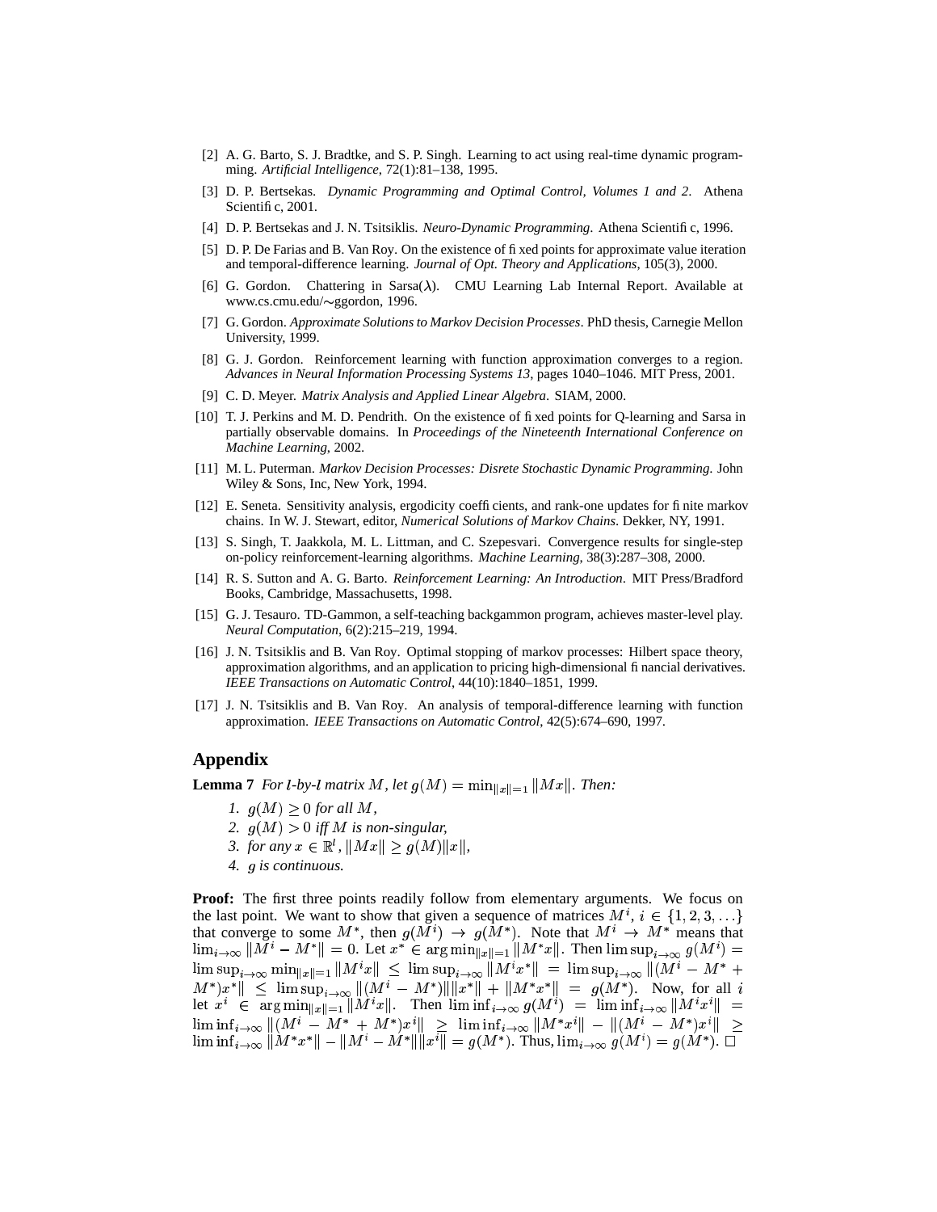[2] A. G. Barto, S. J. Bradtke, and S. P. Singh. Learning to act using real-time dynamic programming. *Artificial Intelligence*, 72(1):81–138, 1995.

[3] D. P. Bertsekas. *Dynamic Programming and Optimal Control, Volumes 1 and 2*. Athena Scientific, 2001.

[4] D. P. Bertsekas and J. N. Tsitsiklis. *Neuro-Dynamic Programming*. Athena Scientific, 1996.

[5] D. P. De Farias and B. Van Roy. On the existence of fixed points for approximate value iteration and temporal-difference learning. *Journal of Opt. Theory and Applications*, 105(3), 2000.

[6] G. Gordon. Chattering in Sarsa($\lambda$). CMU Learning Lab Internal Report. Available at www.cs.cmu.edu/∼ggordon, 1996.

[7] G. Gordon. *Approximate Solutions to Markov Decision Processes*. PhD thesis, Carnegie Mellon University, 1999.

[8] G. J. Gordon. Reinforcement learning with function approximation converges to a region. *Advances in Neural Information Processing Systems 13*, pages 1040–1046. MIT Press, 2001.

[9] C. D. Meyer. *Matrix Analysis and Applied Linear Algebra*. SIAM, 2000.

[10] T. J. Perkins and M. D. Pendrith. On the existence of fixed points for Q-learning and Sarsa in partially observable domains. In *Proceedings of the Nineteenth International Conference on Machine Learning*, 2002.

[11] M. L. Puterman. *Markov Decision Processes: Disrete Stochastic Dynamic Programming*. John Wiley & Sons, Inc, New York, 1994.

[12] E. Seneta. Sensitivity analysis, ergodicity coefficients, and rank-one updates for finite markov chains. In W. J. Stewart, editor, *Numerical Solutions of Markov Chains*. Dekker, NY, 1991.

[13] S. Singh, T. Jaakkola, M. L. Littman, and C. Szepesvari. Convergence results for single-step on-policy reinforcement-learning algorithms. *Machine Learning*, 38(3):287–308, 2000.

[14] R. S. Sutton and A. G. Barto. *Reinforcement Learning: An Introduction*. MIT Press/Bradford Books, Cambridge, Massachusetts, 1998.

[15] G. J. Tesauro. TD-Gammon, a self-teaching backgammon program, achieves master-level play. *Neural Computation*, 6(2):215–219, 1994.

[16] J. N. Tsitsiklis and B. Van Roy. Optimal stopping of markov processes: Hilbert space theory, approximation algorithms, and an application to pricing high-dimensional financial derivatives. *IEEE Transactions on Automatic Control*, 44(10):1840–1851, 1999.

[17] J. N. Tsitsiklis and B. Van Roy. An analysis of temporal-difference learning with function approximation. *IEEE Transactions on Automatic Control*, 42(5):674–690, 1997.

## Appendix

**Lemma 7** *For $l$-by-$l$ matrix $M$, let $g(M) = \min_{\|x\|=1} \|Mx\|$. Then:*

1. *$g(M) \geq 0$ for all $M$,*
2. *$g(M) > 0$ iff $M$ is non-singular,*
3. *for any $x \in \mathbb{R}^l$, $\|Mx\| \geq g(M)\|x\|$,*
4. *$g$ is continuous.*

**Proof:** The first three points readily follow from elementary arguments. We focus on the last point. We want to show that given a sequence of matrices $M^i$, $i \in \{1, 2, 3, \ldots\}$ that converge to some $M^*$, then $g(M^i) \to g(M^*)$. Note that $M^i \to M^*$ means that $\lim_{i\to\infty} \|M^i - M^*\| = 0$. Let $x^* \in \arg\min_{\|x\|=1} \|M^* x\|$. Then $\limsup_{i\to\infty} g(M^i) = \limsup_{i\to\infty} \min_{\|x\|=1} \|M^i x\| \leq \limsup_{i\to\infty} \|M^i x^*\| = \limsup_{i\to\infty} \|(M^i - M^* + M^*)x^*\| \leq \limsup_{i\to\infty} \|(M^i - M^*)\|\|x^*\| + \|M^* x^*\| = g(M^*)$. Now, for all $i$ let $x^i \in \arg\min_{\|x\|=1} \|M^i x\|$. Then $\liminf_{i\to\infty} g(M^i) = \liminf_{i\to\infty} \|M^i x^i\| = \liminf_{i\to\infty} \|(M^i - M^* + M^*)x^i\| \geq \liminf_{i\to\infty} \|M^* x^i\| - \|(M^i - M^*)x^i\| \geq \liminf_{i\to\infty} \|M^* x^*\| - \|M^i - M^*\|\|x^i\| = g(M^*)$. Thus, $\lim_{i\to\infty} g(M^i) = g(M^*)$. □